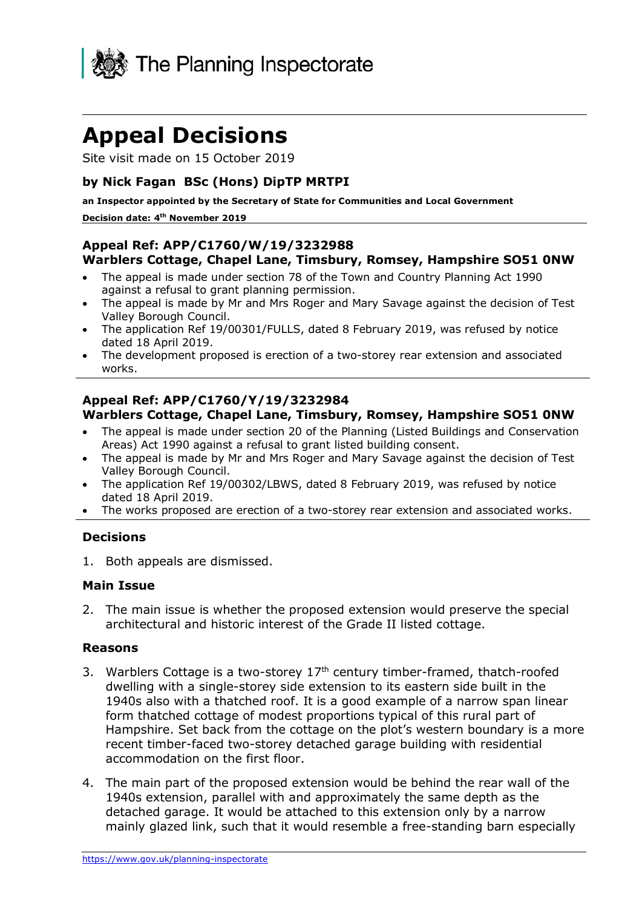The Planning Inspectorate

# Appeal Decisions

Site visit made on 15 October 2019

**by Nick Fagan BSc (Hons) DipTP MRTPI**

**an Inspector appointed by the Secretary of State for Communities and Local Government**

**Decision date: 4th November 2019**

---

**Appeal Ref: APP/C1760/W/19/3232988**
**Warblers Cottage, Chapel Lane, Timsbury, Romsey, Hampshire SO51 0NW**

- The appeal is made under section 78 of the Town and Country Planning Act 1990 against a refusal to grant planning permission.
- The appeal is made by Mr and Mrs Roger and Mary Savage against the decision of Test Valley Borough Council.
- The application Ref 19/00301/FULLS, dated 8 February 2019, was refused by notice dated 18 April 2019.
- The development proposed is erection of a two-storey rear extension and associated works.

---

**Appeal Ref: APP/C1760/Y/19/3232984**
**Warblers Cottage, Chapel Lane, Timsbury, Romsey, Hampshire SO51 0NW**

- The appeal is made under section 20 of the Planning (Listed Buildings and Conservation Areas) Act 1990 against a refusal to grant listed building consent.
- The appeal is made by Mr and Mrs Roger and Mary Savage against the decision of Test Valley Borough Council.
- The application Ref 19/00302/LBWS, dated 8 February 2019, was refused by notice dated 18 April 2019.
- The works proposed are erection of a two-storey rear extension and associated works.

---

### Decisions

1. Both appeals are dismissed.

### Main Issue

2. The main issue is whether the proposed extension would preserve the special architectural and historic interest of the Grade II listed cottage.

### Reasons

3. Warblers Cottage is a two-storey 17th century timber-framed, thatch-roofed dwelling with a single-storey side extension to its eastern side built in the 1940s also with a thatched roof. It is a good example of a narrow span linear form thatched cottage of modest proportions typical of this rural part of Hampshire. Set back from the cottage on the plot's western boundary is a more recent timber-faced two-storey detached garage building with residential accommodation on the first floor.

4. The main part of the proposed extension would be behind the rear wall of the 1940s extension, parallel with and approximately the same depth as the detached garage. It would be attached to this extension only by a narrow mainly glazed link, such that it would resemble a free-standing barn especially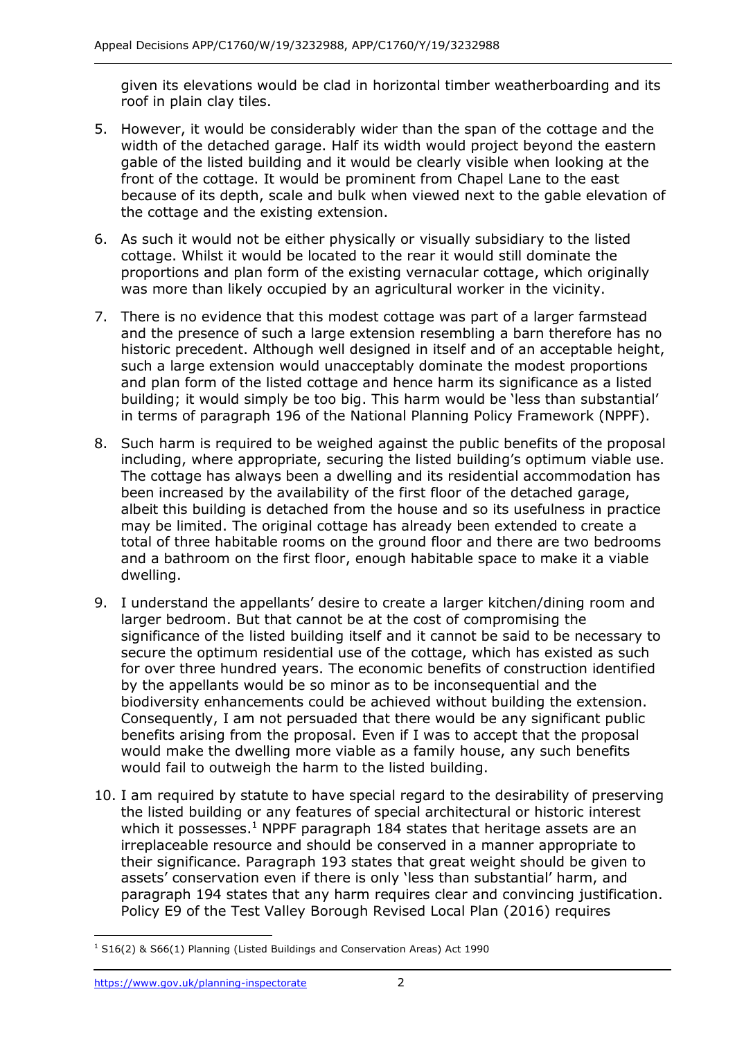given its elevations would be clad in horizontal timber weatherboarding and its roof in plain clay tiles.

5. However, it would be considerably wider than the span of the cottage and the width of the detached garage. Half its width would project beyond the eastern gable of the listed building and it would be clearly visible when looking at the front of the cottage. It would be prominent from Chapel Lane to the east because of its depth, scale and bulk when viewed next to the gable elevation of the cottage and the existing extension.

6. As such it would not be either physically or visually subsidiary to the listed cottage. Whilst it would be located to the rear it would still dominate the proportions and plan form of the existing vernacular cottage, which originally was more than likely occupied by an agricultural worker in the vicinity.

7. There is no evidence that this modest cottage was part of a larger farmstead and the presence of such a large extension resembling a barn therefore has no historic precedent. Although well designed in itself and of an acceptable height, such a large extension would unacceptably dominate the modest proportions and plan form of the listed cottage and hence harm its significance as a listed building; it would simply be too big. This harm would be 'less than substantial' in terms of paragraph 196 of the National Planning Policy Framework (NPPF).

8. Such harm is required to be weighed against the public benefits of the proposal including, where appropriate, securing the listed building's optimum viable use. The cottage has always been a dwelling and its residential accommodation has been increased by the availability of the first floor of the detached garage, albeit this building is detached from the house and so its usefulness in practice may be limited. The original cottage has already been extended to create a total of three habitable rooms on the ground floor and there are two bedrooms and a bathroom on the first floor, enough habitable space to make it a viable dwelling.

9. I understand the appellants' desire to create a larger kitchen/dining room and larger bedroom. But that cannot be at the cost of compromising the significance of the listed building itself and it cannot be said to be necessary to secure the optimum residential use of the cottage, which has existed as such for over three hundred years. The economic benefits of construction identified by the appellants would be so minor as to be inconsequential and the biodiversity enhancements could be achieved without building the extension. Consequently, I am not persuaded that there would be any significant public benefits arising from the proposal. Even if I was to accept that the proposal would make the dwelling more viable as a family house, any such benefits would fail to outweigh the harm to the listed building.

10. I am required by statute to have special regard to the desirability of preserving the listed building or any features of special architectural or historic interest which it possesses.[1] NPPF paragraph 184 states that heritage assets are an irreplaceable resource and should be conserved in a manner appropriate to their significance. Paragraph 193 states that great weight should be given to assets' conservation even if there is only 'less than substantial' harm, and paragraph 194 states that any harm requires clear and convincing justification. Policy E9 of the Test Valley Borough Revised Local Plan (2016) requires

[1] S16(2) & S66(1) Planning (Listed Buildings and Conservation Areas) Act 1990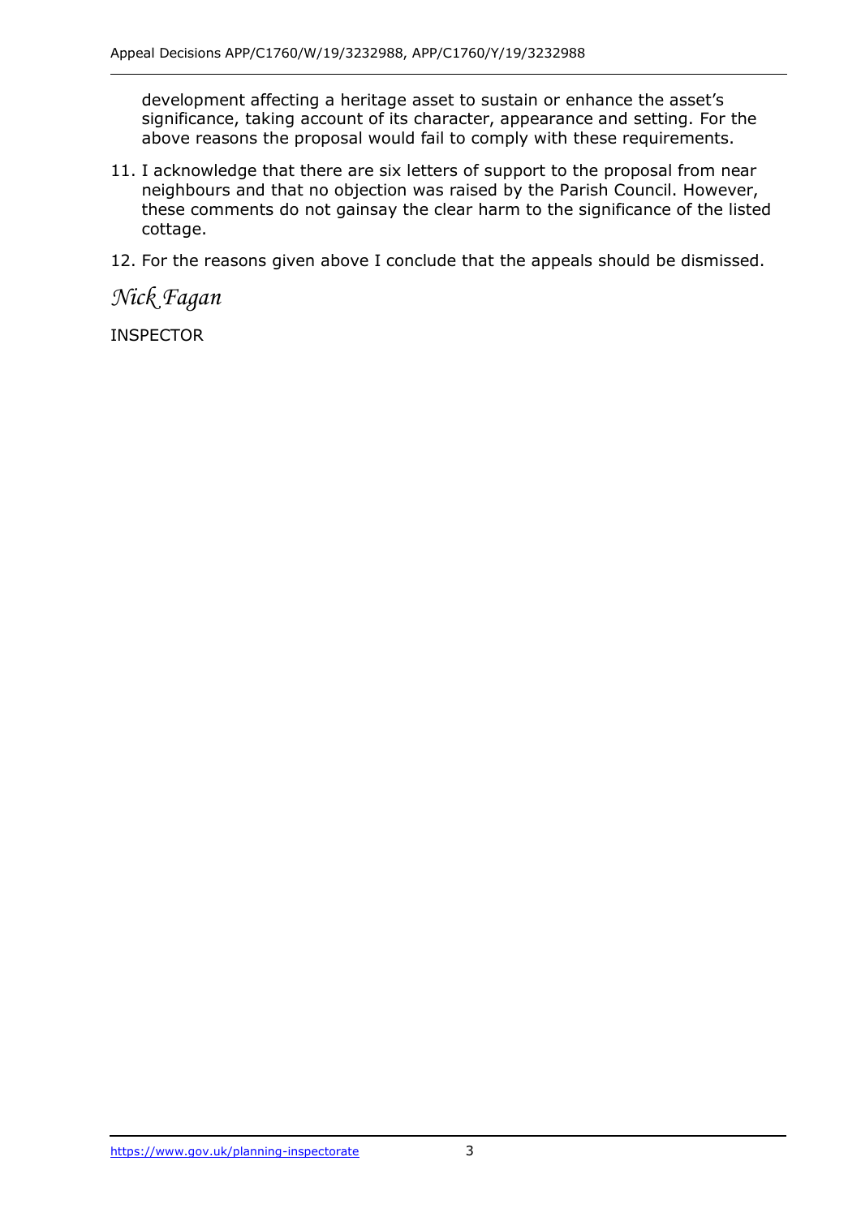development affecting a heritage asset to sustain or enhance the asset's significance, taking account of its character, appearance and setting. For the above reasons the proposal would fail to comply with these requirements.

11. I acknowledge that there are six letters of support to the proposal from near neighbours and that no objection was raised by the Parish Council. However, these comments do not gainsay the clear harm to the significance of the listed cottage.

12. For the reasons given above I conclude that the appeals should be dismissed.

*Nick Fagan*

INSPECTOR